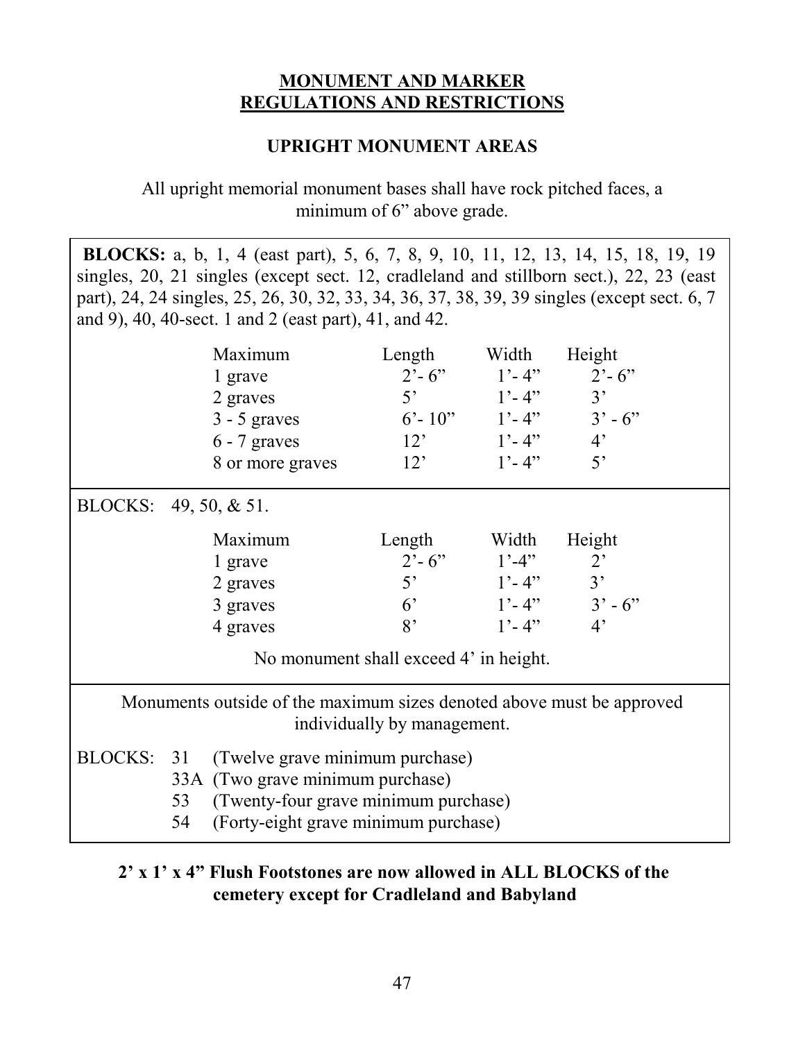# MONUMENT AND MARKER REGULATIONS AND RESTRICTIONS

## UPRIGHT MONUMENT AREAS

All upright memorial monument bases shall have rock pitched faces, a minimum of 6" above grade.

**BLOCKS:** a, b, 1, 4 (east part), 5, 6, 7, 8, 9, 10, 11, 12, 13, 14, 15, 18, 19, 19 singles, 20, 21 singles (except sect. 12, cradleland and stillborn sect.), 22, 23 (east part), 24, 24 singles, 25, 26, 30, 32, 33, 34, 36, 37, 38, 39, 39 singles (except sect. 6, 7 and 9), 40, 40-sect. 1 and 2 (east part), 41, and 42.

| Maximum | Length | Width | Height |
|---|---|---|---|
| 1 grave | 2'- 6" | 1'- 4" | 2'- 6" |
| 2 graves | 5' | 1'- 4" | 3' |
| 3 - 5 graves | 6'- 10" | 1'- 4" | 3' - 6" |
| 6 - 7 graves | 12' | 1'- 4" | 4' |
| 8 or more graves | 12' | 1'- 4" | 5' |

BLOCKS: 49, 50, & 51.

| Maximum | Length | Width | Height |
|---|---|---|---|
| 1 grave | 2'- 6" | 1'-4" | 2' |
| 2 graves | 5' | 1'- 4" | 3' |
| 3 graves | 6' | 1'- 4" | 3' - 6" |
| 4 graves | 8' | 1'- 4" | 4' |

No monument shall exceed 4' in height.

Monuments outside of the maximum sizes denoted above must be approved individually by management.

BLOCKS:
- 31 (Twelve grave minimum purchase)
- 33A (Two grave minimum purchase)
- 53 (Twenty-four grave minimum purchase)
- 54 (Forty-eight grave minimum purchase)

**2' x 1' x 4" Flush Footstones are now allowed in ALL BLOCKS of the cemetery except for Cradleland and Babyland**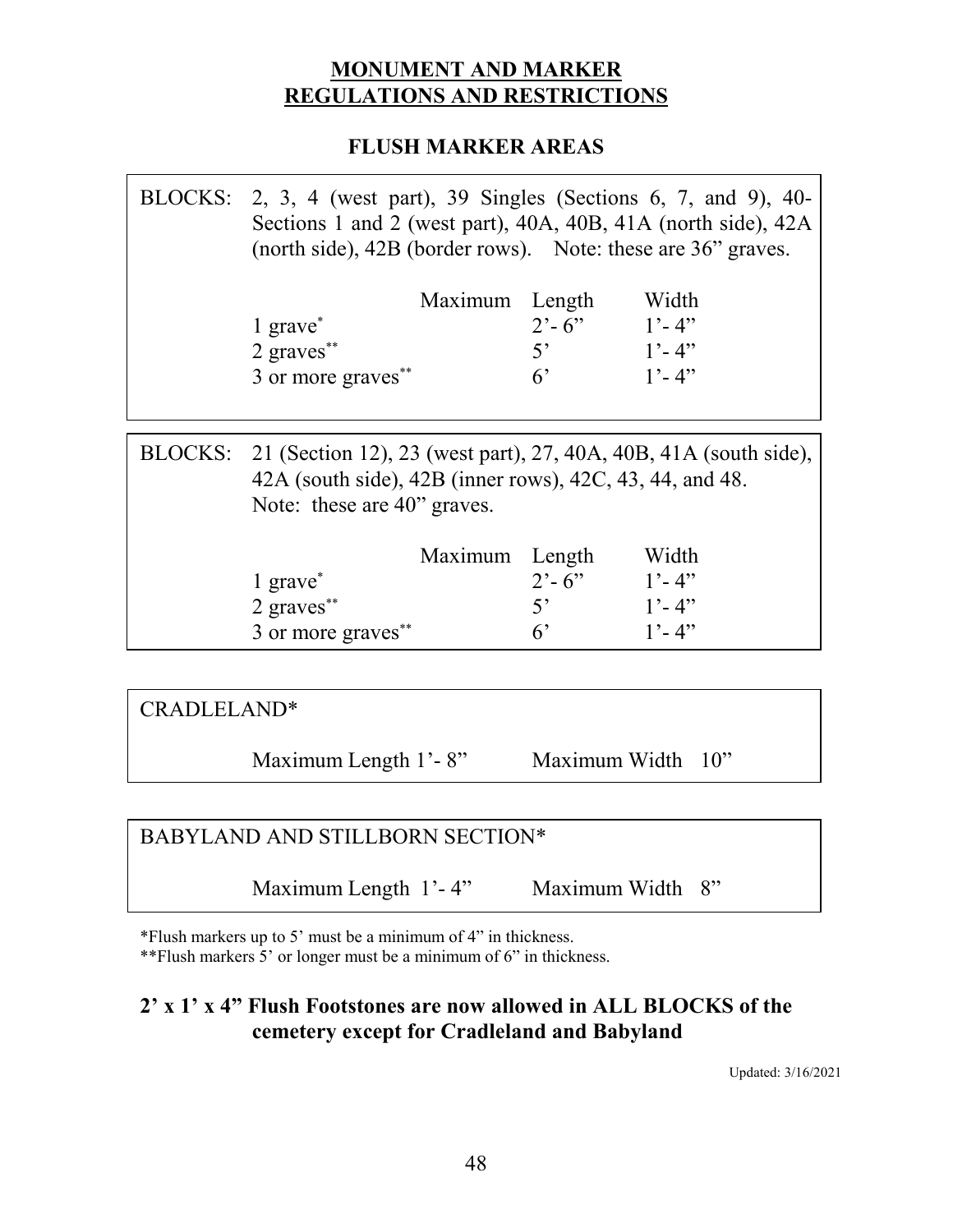## MONUMENT AND MARKER REGULATIONS AND RESTRICTIONS

### FLUSH MARKER AREAS

BLOCKS: 2, 3, 4 (west part), 39 Singles (Sections 6, 7, and 9), 40-Sections 1 and 2 (west part), 40A, 40B, 41A (north side), 42A (north side), 42B (border rows). Note: these are 36” graves.

| Maximum | Length | Width |
|---|---|---|
| 1 grave* | 2’- 6” | 1’- 4” |
| 2 graves** | 5’ | 1’- 4” |
| 3 or more graves** | 6’ | 1’- 4” |

BLOCKS: 21 (Section 12), 23 (west part), 27, 40A, 40B, 41A (south side), 42A (south side), 42B (inner rows), 42C, 43, 44, and 48. Note: these are 40” graves.

| Maximum | Length | Width |
|---|---|---|
| 1 grave* | 2’- 6” | 1’- 4” |
| 2 graves** | 5’ | 1’- 4” |
| 3 or more graves** | 6’ | 1’- 4” |

CRADLELAND*

Maximum Length 1’- 8” Maximum Width 10”

BABYLAND AND STILLBORN SECTION*

Maximum Length 1’- 4” Maximum Width 8”

*Flush markers up to 5’ must be a minimum of 4” in thickness.
**Flush markers 5’ or longer must be a minimum of 6” in thickness.

**2’ x 1’ x 4” Flush Footstones are now allowed in ALL BLOCKS of the cemetery except for Cradleland and Babyland**

Updated: 3/16/2021